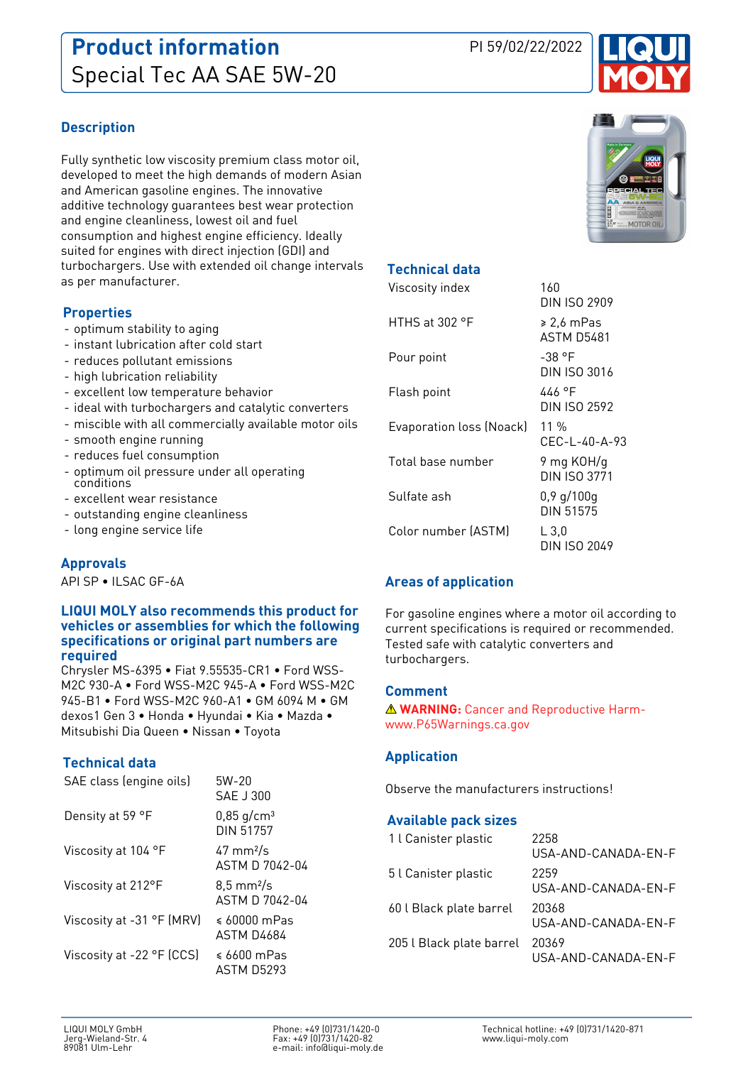# Product information

## Special Tec AA SAE 5W-20

PI 59/02/22/2022

### Description

Fully synthetic low viscosity premium class motor oil, developed to meet the high demands of modern Asian and American gasoline engines. The innovative additive technology guarantees best wear protection and engine cleanliness, lowest oil and fuel consumption and highest engine efficiency. Ideally suited for engines with direct injection (GDI) and turbochargers. Use with extended oil change intervals as per manufacturer.

### Properties

- optimum stability to aging
- instant lubrication after cold start
- reduces pollutant emissions
- high lubrication reliability
- excellent low temperature behavior
- ideal with turbochargers and catalytic converters
- miscible with all commercially available motor oils
- smooth engine running
- reduces fuel consumption
- optimum oil pressure under all operating conditions
- excellent wear resistance
- outstanding engine cleanliness
- long engine service life

### Approvals

API SP • ILSAC GF-6A

### LIQUI MOLY also recommends this product for vehicles or assemblies for which the following specifications or original part numbers are required

Chrysler MS-6395 • Fiat 9.55535-CR1 • Ford WSS-M2C 930-A • Ford WSS-M2C 945-A • Ford WSS-M2C 945-B1 • Ford WSS-M2C 960-A1 • GM 6094 M • GM dexos1 Gen 3 • Honda • Hyundai • Kia • Mazda • Mitsubishi Dia Queen • Nissan • Toyota

### Technical data

| | |
|---|---|
| SAE class (engine oils) | 5W-20<br>SAE J 300 |
| Density at 59 °F | 0,85 g/cm³<br>DIN 51757 |
| Viscosity at 104 °F | 47 mm²/s<br>ASTM D 7042-04 |
| Viscosity at 212°F | 8,5 mm²/s<br>ASTM D 7042-04 |
| Viscosity at -31 °F (MRV) | ≤ 60000 mPas<br>ASTM D4684 |
| Viscosity at -22 °F (CCS) | ≤ 6600 mPas<br>ASTM D5293 |
| Viscosity index | 160<br>DIN ISO 2909 |
| HTHS at 302 °F | ≥ 2,6 mPas<br>ASTM D5481 |
| Pour point | -38 °F<br>DIN ISO 3016 |
| Flash point | 446 °F<br>DIN ISO 2592 |
| Evaporation loss (Noack) | 11 %<br>CEC-L-40-A-93 |
| Total base number | 9 mg KOH/g<br>DIN ISO 3771 |
| Sulfate ash | 0,9 g/100g<br>DIN 51575 |
| Color number (ASTM) | L 3,0<br>DIN ISO 2049 |

### Areas of application

For gasoline engines where a motor oil according to current specifications is required or recommended. Tested safe with catalytic converters and turbochargers.

### Comment

⚠ **WARNING:** Cancer and Reproductive Harm- www.P65Warnings.ca.gov

### Application

Observe the manufacturers instructions!

### Available pack sizes

| | |
|---|---|
| 1 l Canister plastic | 2258<br>USA-AND-CANADA-EN-F |
| 5 l Canister plastic | 2259<br>USA-AND-CANADA-EN-F |
| 60 l Black plate barrel | 20368<br>USA-AND-CANADA-EN-F |
| 205 l Black plate barrel | 20369<br>USA-AND-CANADA-EN-F |

LIQUI MOLY GmbH
Jerg-Wieland-Str. 4
89081 Ulm-Lehr

Phone: +49 (0)731/1420-0
Fax: +49 (0)731/1420-82
e-mail: info@liqui-moly.de

Technical hotline: +49 (0)731/1420-871
www.liqui-moly.com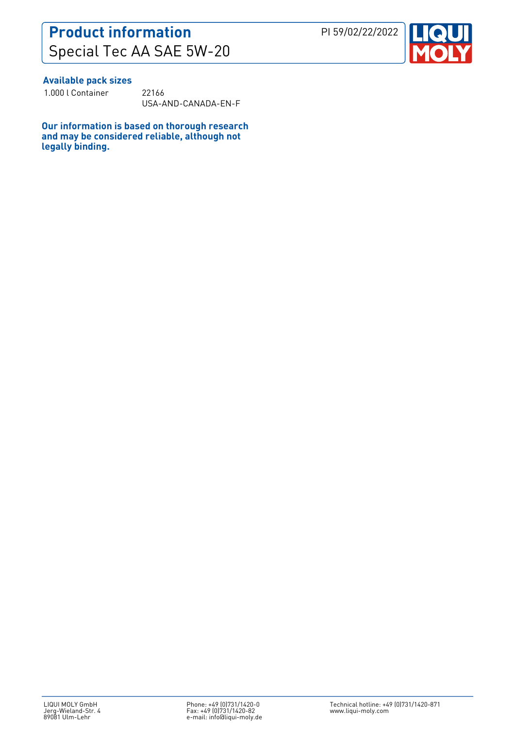# Product information

Special Tec AA SAE 5W-20

PI 59/02/22/2022

### Available pack sizes

| | |
|---|---|
| 1.000 l Container | 22166<br>USA-AND-CANADA-EN-F |

**Our information is based on thorough research and may be considered reliable, although not legally binding.**

LIQUI MOLY GmbH
Jerg-Wieland-Str. 4
89081 Ulm-Lehr

Phone: +49 (0)731/1420-0
Fax: +49 (0)731/1420-82
e-mail: info@liqui-moly.de

Technical hotline: +49 (0)731/1420-871
www.liqui-moly.com